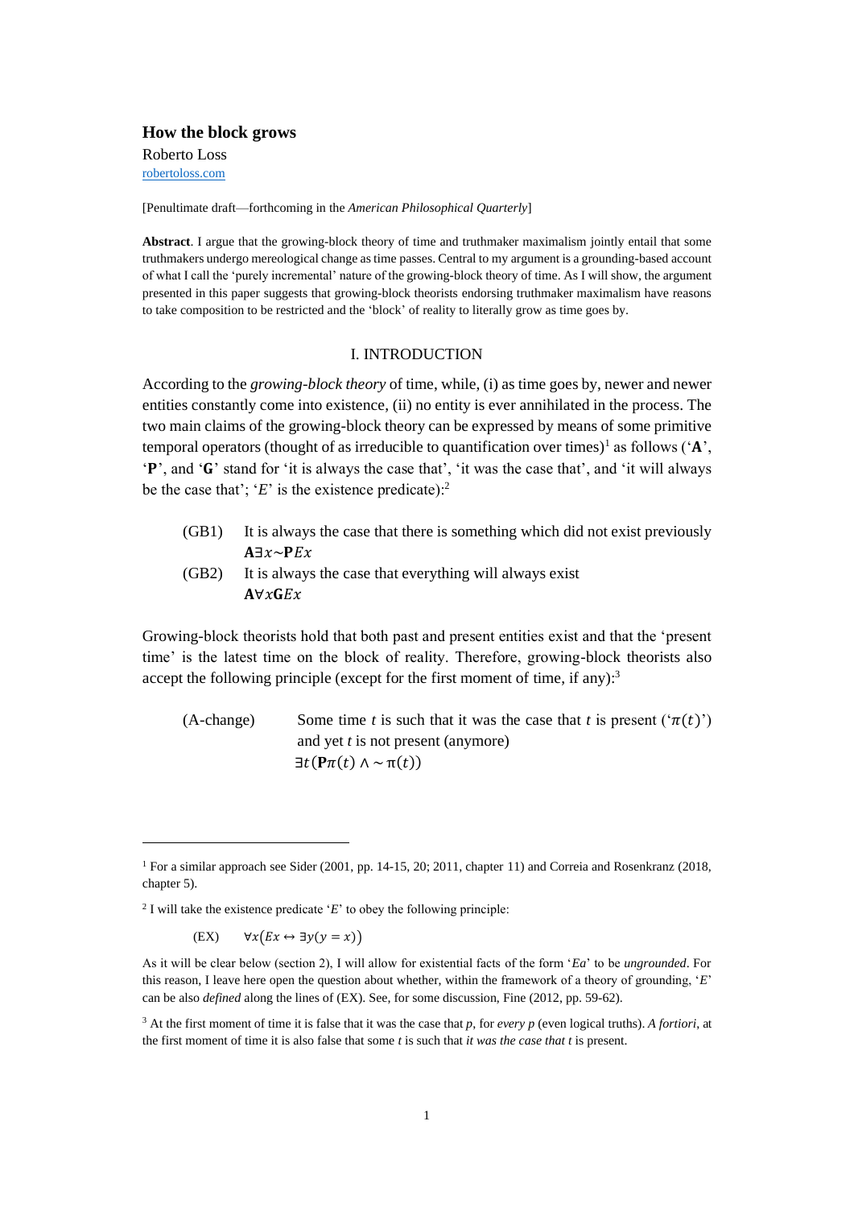# How the block grows

Roberto Loss
robertoloss.com

[Penultimate draft—forthcoming in the *American Philosophical Quarterly*]

**Abstract**. I argue that the growing-block theory of time and truthmaker maximalism jointly entail that some truthmakers undergo mereological change as time passes. Central to my argument is a grounding-based account of what I call the 'purely incremental' nature of the growing-block theory of time. As I will show, the argument presented in this paper suggests that growing-block theorists endorsing truthmaker maximalism have reasons to take composition to be restricted and the 'block' of reality to literally grow as time goes by.

## I. INTRODUCTION

According to the *growing-block theory* of time, while, (i) as time goes by, newer and newer entities constantly come into existence, (ii) no entity is ever annihilated in the process. The two main claims of the growing-block theory can be expressed by means of some primitive temporal operators (thought of as irreducible to quantification over times)[1] as follows ('**A**', '**P**', and '**G**' stand for 'it is always the case that', 'it was the case that', and 'it will always be the case that'; '*E*' is the existence predicate):[2]

(GB1) It is always the case that there is something which did not exist previously
$\mathbf{A}\exists x {\sim} \mathbf{P} Ex$

(GB2) It is always the case that everything will always exist
$\mathbf{A}\forall x \mathbf{G} Ex$

Growing-block theorists hold that both past and present entities exist and that the 'present time' is the latest time on the block of reality. Therefore, growing-block theorists also accept the following principle (except for the first moment of time, if any):[3]

(A-change) Some time *t* is such that it was the case that *t* is present ('$\pi(t)$') and yet *t* is not present (anymore)
$\exists t(\mathbf{P}\pi(t) \wedge {\sim} \pi(t))$

---

[1] For a similar approach see Sider (2001, pp. 14-15, 20; 2011, chapter 11) and Correia and Rosenkranz (2018, chapter 5).

[2] I will take the existence predicate '*E*' to obey the following principle:

(EX) $\forall x(Ex \leftrightarrow \exists y(y = x))$

As it will be clear below (section 2), I will allow for existential facts of the form '*Ea*' to be *ungrounded*. For this reason, I leave here open the question about whether, within the framework of a theory of grounding, '*E*' can be also *defined* along the lines of (EX). See, for some discussion, Fine (2012, pp. 59-62).

[3] At the first moment of time it is false that it was the case that *p*, for *every p* (even logical truths). *A fortiori*, at the first moment of time it is also false that some *t* is such that *it was the case that t* is present.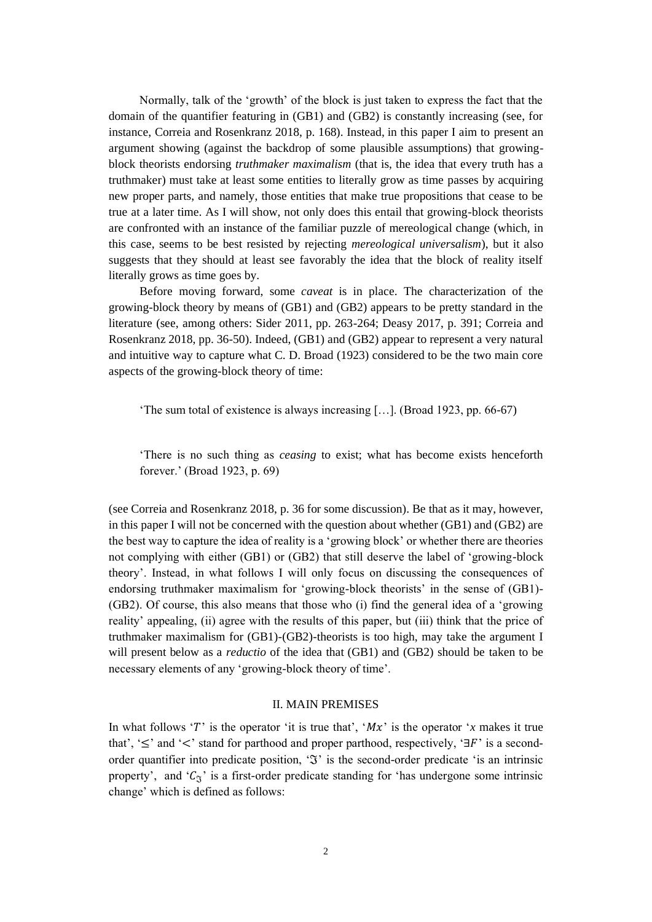Normally, talk of the 'growth' of the block is just taken to express the fact that the domain of the quantifier featuring in (GB1) and (GB2) is constantly increasing (see, for instance, Correia and Rosenkranz 2018, p. 168). Instead, in this paper I aim to present an argument showing (against the backdrop of some plausible assumptions) that growing-block theorists endorsing *truthmaker maximalism* (that is, the idea that every truth has a truthmaker) must take at least some entities to literally grow as time passes by acquiring new proper parts, and namely, those entities that make true propositions that cease to be true at a later time. As I will show, not only does this entail that growing-block theorists are confronted with an instance of the familiar puzzle of mereological change (which, in this case, seems to be best resisted by rejecting *mereological universalism*), but it also suggests that they should at least see favorably the idea that the block of reality itself literally grows as time goes by.

Before moving forward, some *caveat* is in place. The characterization of the growing-block theory by means of (GB1) and (GB2) appears to be pretty standard in the literature (see, among others: Sider 2011, pp. 263-264; Deasy 2017, p. 391; Correia and Rosenkranz 2018, pp. 36-50). Indeed, (GB1) and (GB2) appear to represent a very natural and intuitive way to capture what C. D. Broad (1923) considered to be the two main core aspects of the growing-block theory of time:

> 'The sum total of existence is always increasing […]. (Broad 1923, pp. 66-67)

> 'There is no such thing as *ceasing* to exist; what has become exists henceforth forever.' (Broad 1923, p. 69)

(see Correia and Rosenkranz 2018, p. 36 for some discussion). Be that as it may, however, in this paper I will not be concerned with the question about whether (GB1) and (GB2) are the best way to capture the idea of reality is a 'growing block' or whether there are theories not complying with either (GB1) or (GB2) that still deserve the label of 'growing-block theory'. Instead, in what follows I will only focus on discussing the consequences of endorsing truthmaker maximalism for 'growing-block theorists' in the sense of (GB1)-(GB2). Of course, this also means that those who (i) find the general idea of a 'growing reality' appealing, (ii) agree with the results of this paper, but (iii) think that the price of truthmaker maximalism for (GB1)-(GB2)-theorists is too high, may take the argument I will present below as a *reductio* of the idea that (GB1) and (GB2) should be taken to be necessary elements of any 'growing-block theory of time'.

## II. MAIN PREMISES

In what follows '$T$' is the operator 'it is true that', '$Mx$' is the operator '*x* makes it true that', '$\leq$' and '$<$' stand for parthood and proper parthood, respectively, '$\exists F$' is a second-order quantifier into predicate position, '$\mathfrak{I}$' is the second-order predicate 'is an intrinsic property', and '$C_{\mathfrak{I}}$' is a first-order predicate standing for 'has undergone some intrinsic change' which is defined as follows: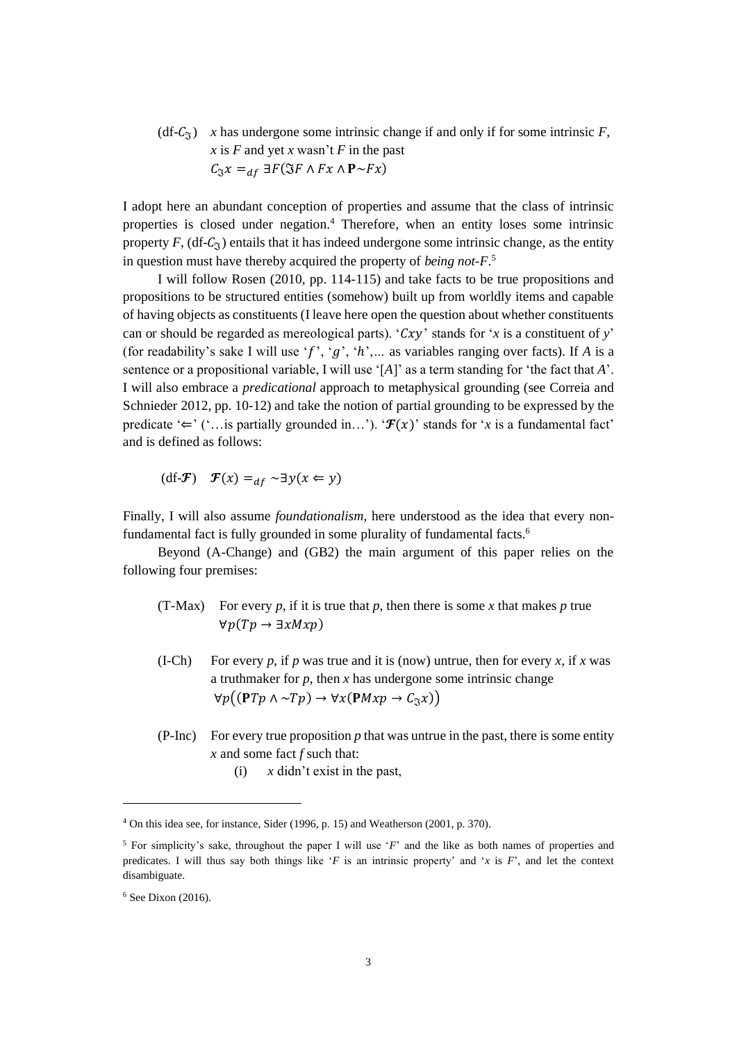(df-$C_{\mathfrak{I}}$) $x$ has undergone some intrinsic change if and only if for some intrinsic $F$, $x$ is $F$ and yet $x$ wasn't $F$ in the past
$$C_{\mathfrak{I}}x =_{df} \exists F(\mathfrak{I}F \wedge Fx \wedge \mathbf{P}{\sim}Fx)$$

I adopt here an abundant conception of properties and assume that the class of intrinsic properties is closed under negation.[4] Therefore, when an entity loses some intrinsic property $F$, (df-$C_{\mathfrak{I}}$) entails that it has indeed undergone some intrinsic change, as the entity in question must have thereby acquired the property of *being not-F*.[5]

I will follow Rosen (2010, pp. 114-115) and take facts to be true propositions and propositions to be structured entities (somehow) built up from worldly items and capable of having objects as constituents (I leave here open the question about whether constituents can or should be regarded as mereological parts). '$Cxy$' stands for '$x$ is a constituent of $y$' (for readability's sake I will use '$f$', '$g$', '$h$',... as variables ranging over facts). If $A$ is a sentence or a propositional variable, I will use '[$A$]' as a term standing for 'the fact that $A$'. I will also embrace a *predicational* approach to metaphysical grounding (see Correia and Schnieder 2012, pp. 10-12) and take the notion of partial grounding to be expressed by the predicate '$\Leftarrow$' ('…is partially grounded in…'). '$\boldsymbol{\mathcal{F}}(x)$' stands for '$x$ is a fundamental fact' and is defined as follows:

(df-$\boldsymbol{\mathcal{F}}$) $\boldsymbol{\mathcal{F}}(x) =_{df} {\sim}\exists y(x \Leftarrow y)$

Finally, I will also assume *foundationalism*, here understood as the idea that every non-fundamental fact is fully grounded in some plurality of fundamental facts.[6]

Beyond (A-Change) and (GB2) the main argument of this paper relies on the following four premises:

(T-Max) For every $p$, if it is true that $p$, then there is some $x$ that makes $p$ true
$$\forall p(Tp \rightarrow \exists x Mxp)$$

(I-Ch) For every $p$, if $p$ was true and it is (now) untrue, then for every $x$, if $x$ was a truthmaker for $p$, then $x$ has undergone some intrinsic change
$$\forall p\big((\mathbf{P}Tp \wedge {\sim}Tp) \rightarrow \forall x(\mathbf{P}Mxp \rightarrow C_{\mathfrak{I}}x)\big)$$

(P-Inc) For every true proposition $p$ that was untrue in the past, there is some entity $x$ and some fact $f$ such that:

(i) $x$ didn't exist in the past,

---

[4] On this idea see, for instance, Sider (1996, p. 15) and Weatherson (2001, p. 370).

[5] For simplicity's sake, throughout the paper I will use '$F$' and the like as both names of properties and predicates. I will thus say both things like '$F$ is an intrinsic property' and '$x$ is $F$', and let the context disambiguate.

[6] See Dixon (2016).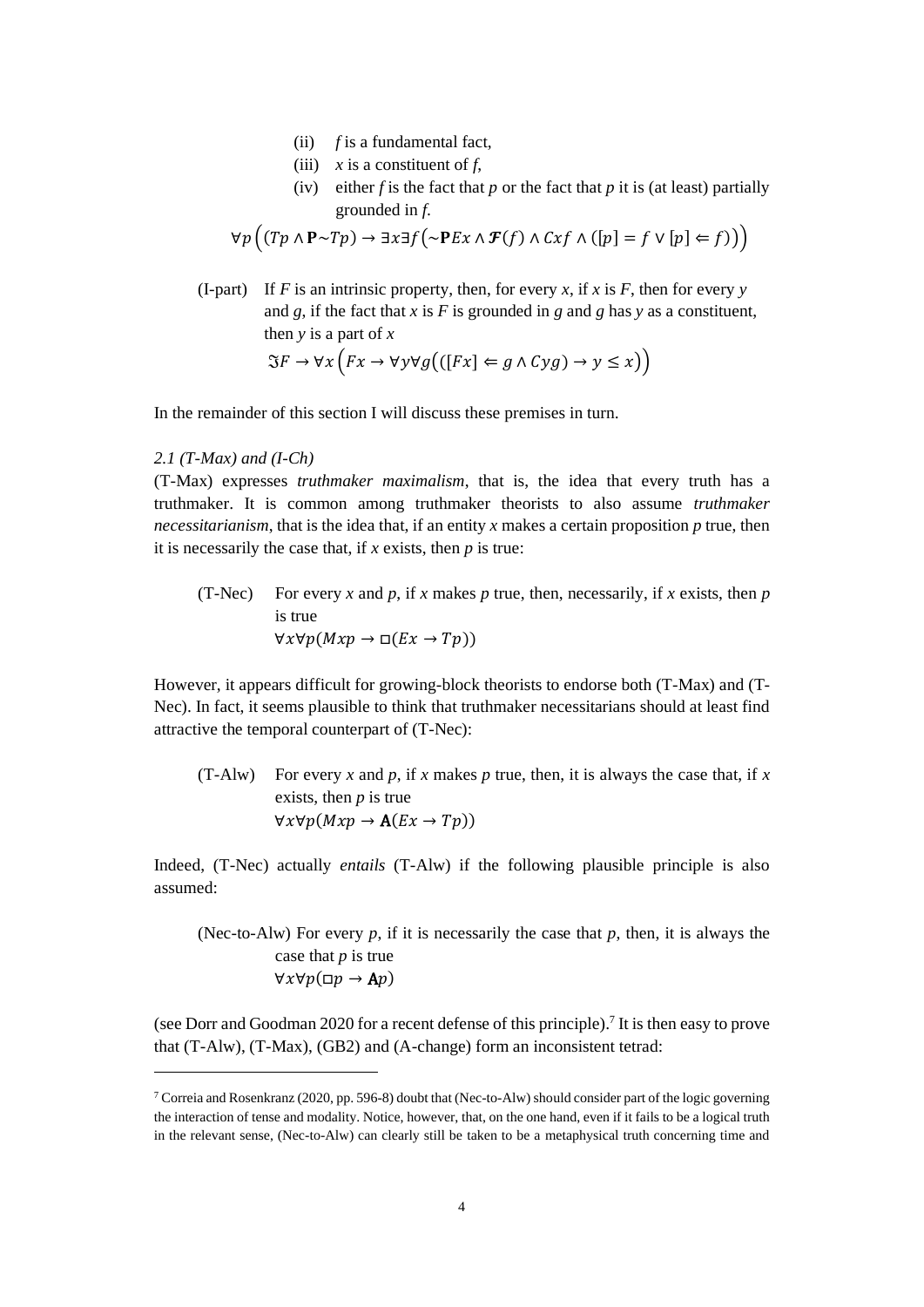(ii) *f* is a fundamental fact,

(iii) *x* is a constituent of *f*,

(iv) either *f* is the fact that *p* or the fact that *p* it is (at least) partially grounded in *f*.

$$\forall p \left( (Tp \wedge \mathbf{P}{\sim}Tp) \rightarrow \exists x \exists f \left( {\sim}\mathbf{P}Ex \wedge \boldsymbol{\mathcal{F}}(f) \wedge Cxf \wedge ([p] = f \vee [p] \Leftarrow f) \right) \right)$$

(I-part) If *F* is an intrinsic property, then, for every *x*, if *x* is *F*, then for every *y* and *g*, if the fact that *x* is *F* is grounded in *g* and *g* has *y* as a constituent, then *y* is a part of *x*

$$\mathfrak{I}F \rightarrow \forall x \left( Fx \rightarrow \forall y \forall g \left( ([Fx] \Leftarrow g \wedge Cyg) \rightarrow y \leq x \right) \right)$$

In the remainder of this section I will discuss these premises in turn.

*2.1 (T-Max) and (I-Ch)*

(T-Max) expresses *truthmaker maximalism*, that is, the idea that every truth has a truthmaker. It is common among truthmaker theorists to also assume *truthmaker necessitarianism*, that is the idea that, if an entity *x* makes a certain proposition *p* true, then it is necessarily the case that, if *x* exists, then *p* is true:

(T-Nec) For every *x* and *p*, if *x* makes *p* true, then, necessarily, if *x* exists, then *p* is true

$$\forall x \forall p (Mxp \rightarrow \Box(Ex \rightarrow Tp))$$

However, it appears difficult for growing-block theorists to endorse both (T-Max) and (T-Nec). In fact, it seems plausible to think that truthmaker necessitarians should at least find attractive the temporal counterpart of (T-Nec):

(T-Alw) For every *x* and *p*, if *x* makes *p* true, then, it is always the case that, if *x* exists, then *p* is true

$$\forall x \forall p (Mxp \rightarrow \mathbf{A}(Ex \rightarrow Tp))$$

Indeed, (T-Nec) actually *entails* (T-Alw) if the following plausible principle is also assumed:

(Nec-to-Alw) For every *p*, if it is necessarily the case that *p*, then, it is always the case that *p* is true

$$\forall x \forall p (\Box p \rightarrow \mathbf{A}p)$$

(see Dorr and Goodman 2020 for a recent defense of this principle).[7] It is then easy to prove that (T-Alw), (T-Max), (GB2) and (A-change) form an inconsistent tetrad:

[7] Correia and Rosenkranz (2020, pp. 596-8) doubt that (Nec-to-Alw) should consider part of the logic governing the interaction of tense and modality. Notice, however, that, on the one hand, even if it fails to be a logical truth in the relevant sense, (Nec-to-Alw) can clearly still be taken to be a metaphysical truth concerning time and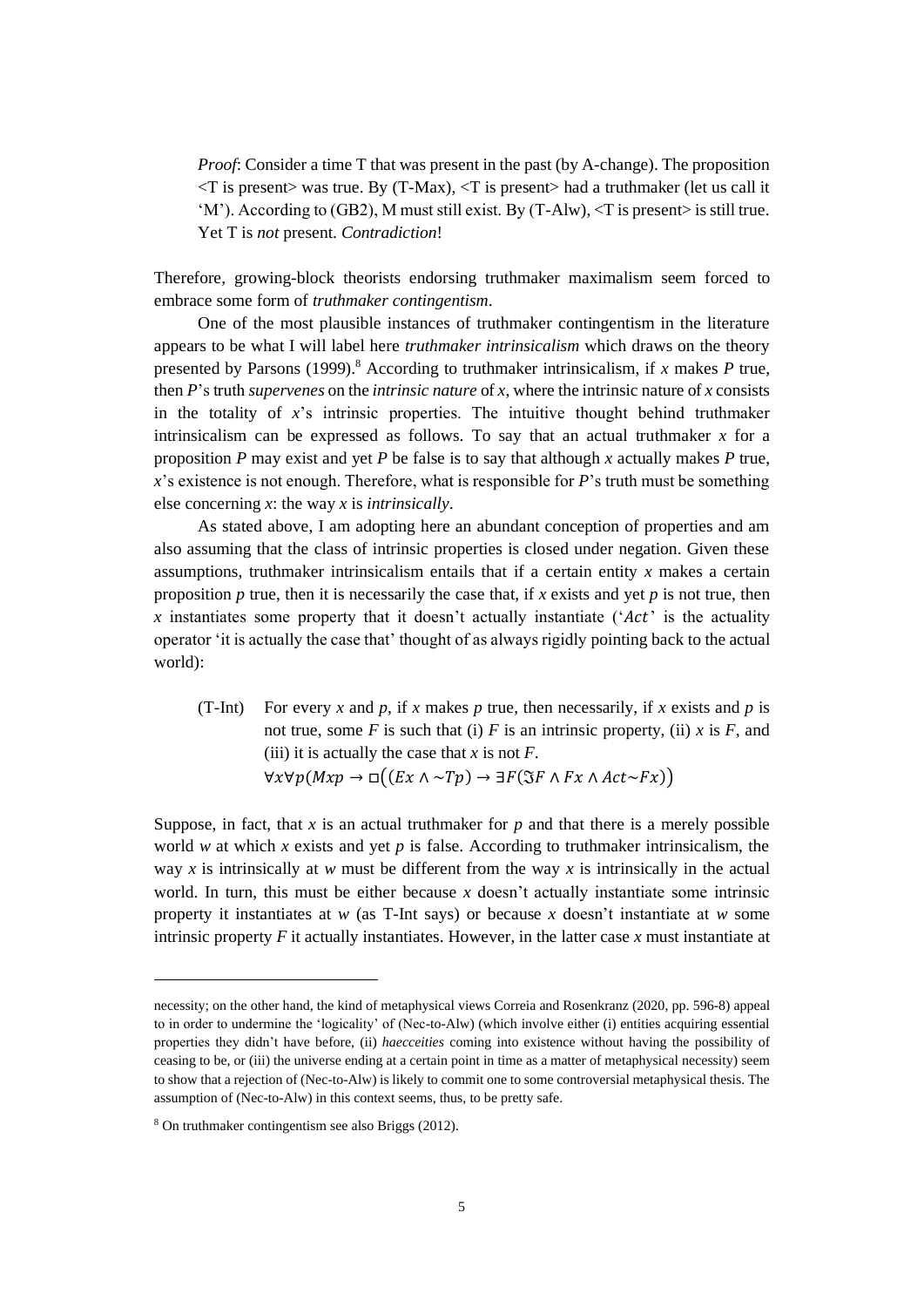*Proof*: Consider a time T that was present in the past (by A-change). The proposition <T is present> was true. By (T-Max), <T is present> had a truthmaker (let us call it 'M'). According to (GB2), M must still exist. By (T-Alw), <T is present> is still true. Yet T is *not* present. *Contradiction*!

Therefore, growing-block theorists endorsing truthmaker maximalism seem forced to embrace some form of *truthmaker contingentism*.

One of the most plausible instances of truthmaker contingentism in the literature appears to be what I will label here *truthmaker intrinsicalism* which draws on the theory presented by Parsons (1999).[8] According to truthmaker intrinsicalism, if *x* makes *P* true, then *P*'s truth *supervenes* on the *intrinsic nature* of *x*, where the intrinsic nature of *x* consists in the totality of *x*'s intrinsic properties. The intuitive thought behind truthmaker intrinsicalism can be expressed as follows. To say that an actual truthmaker *x* for a proposition *P* may exist and yet *P* be false is to say that although *x* actually makes *P* true, *x*'s existence is not enough. Therefore, what is responsible for *P*'s truth must be something else concerning *x*: the way *x* is *intrinsically*.

As stated above, I am adopting here an abundant conception of properties and am also assuming that the class of intrinsic properties is closed under negation. Given these assumptions, truthmaker intrinsicalism entails that if a certain entity *x* makes a certain proposition *p* true, then it is necessarily the case that, if *x* exists and yet *p* is not true, then *x* instantiates some property that it doesn't actually instantiate ('$Act$' is the actuality operator 'it is actually the case that' thought of as always rigidly pointing back to the actual world):

(T-Int) For every *x* and *p*, if *x* makes *p* true, then necessarily, if *x* exists and *p* is not true, some *F* is such that (i) *F* is an intrinsic property, (ii) *x* is *F*, and (iii) it is actually the case that *x* is not *F*.

$$\forall x \forall p (Mxp \rightarrow \Box((Ex \wedge {\sim}Tp) \rightarrow \exists F(\Im F \wedge Fx \wedge Act{\sim}Fx))$$

Suppose, in fact, that *x* is an actual truthmaker for *p* and that there is a merely possible world *w* at which *x* exists and yet *p* is false. According to truthmaker intrinsicalism, the way *x* is intrinsically at *w* must be different from the way *x* is intrinsically in the actual world. In turn, this must be either because *x* doesn't actually instantiate some intrinsic property it instantiates at *w* (as T-Int says) or because *x* doesn't instantiate at *w* some intrinsic property *F* it actually instantiates. However, in the latter case *x* must instantiate at

---

necessity; on the other hand, the kind of metaphysical views Correia and Rosenkranz (2020, pp. 596-8) appeal to in order to undermine the 'logicality' of (Nec-to-Alw) (which involve either (i) entities acquiring essential properties they didn't have before, (ii) *haecceities* coming into existence without having the possibility of ceasing to be, or (iii) the universe ending at a certain point in time as a matter of metaphysical necessity) seem to show that a rejection of (Nec-to-Alw) is likely to commit one to some controversial metaphysical thesis. The assumption of (Nec-to-Alw) in this context seems, thus, to be pretty safe.

[8] On truthmaker contingentism see also Briggs (2012).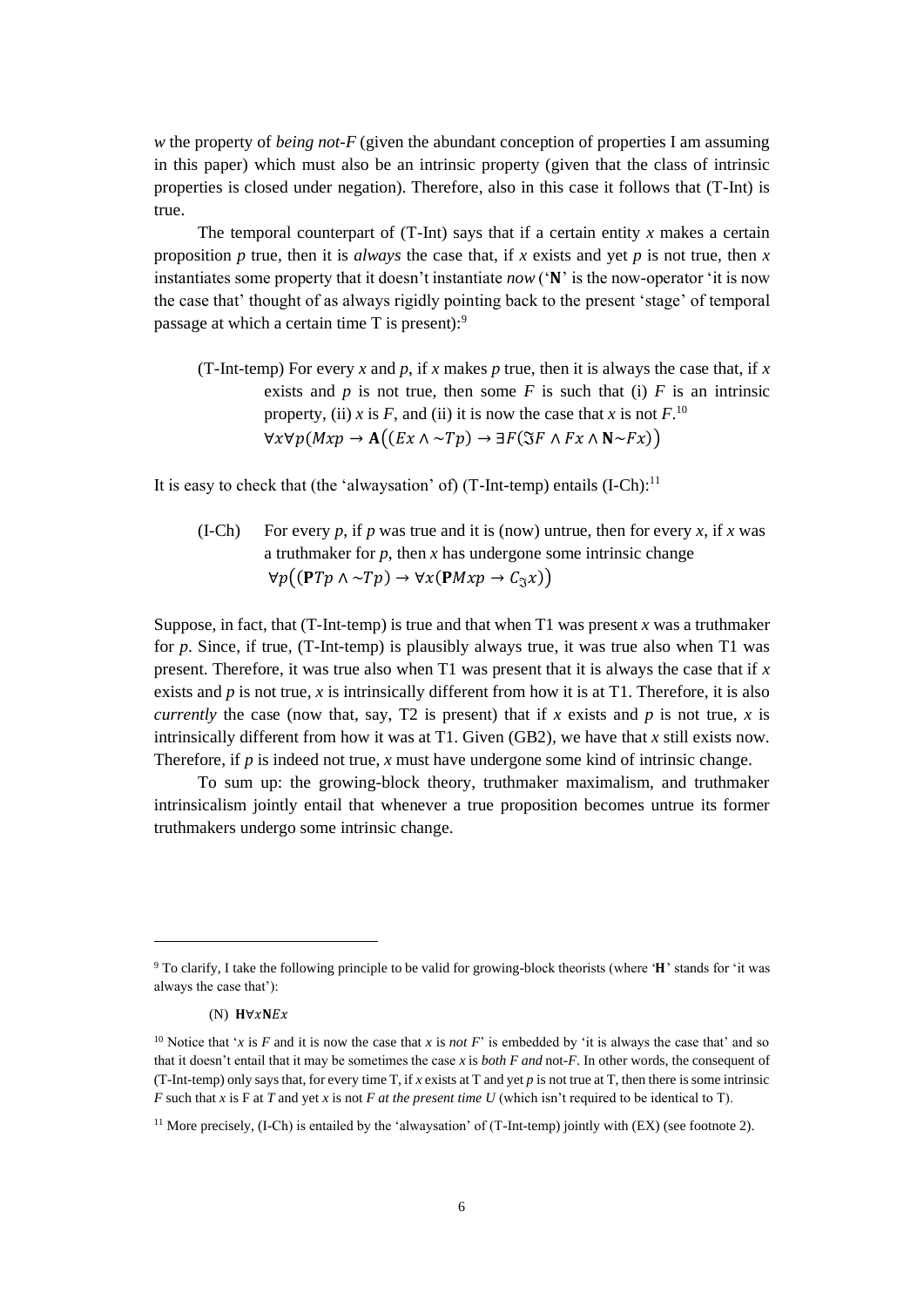*w* the property of *being not-F* (given the abundant conception of properties I am assuming in this paper) which must also be an intrinsic property (given that the class of intrinsic properties is closed under negation). Therefore, also in this case it follows that (T-Int) is true.

The temporal counterpart of (T-Int) says that if a certain entity *x* makes a certain proposition *p* true, then it is *always* the case that, if *x* exists and yet *p* is not true, then *x* instantiates some property that it doesn't instantiate *now* ('**N**' is the now-operator 'it is now the case that' thought of as always rigidly pointing back to the present 'stage' of temporal passage at which a certain time T is present):[9]

(T-Int-temp) For every *x* and *p*, if *x* makes *p* true, then it is always the case that, if *x* exists and *p* is not true, then some *F* is such that (i) *F* is an intrinsic property, (ii) *x* is *F*, and (ii) it is now the case that *x* is not *F*.[10]

$$\forall x \forall p(Mxp \rightarrow \mathbf{A}((Ex \wedge \sim Tp) \rightarrow \exists F(\mathfrak{I}F \wedge Fx \wedge \mathbf{N}{\sim}Fx))$$

It is easy to check that (the 'alwaysation' of) (T-Int-temp) entails (I-Ch):[11]

(I-Ch) For every *p*, if *p* was true and it is (now) untrue, then for every *x*, if *x* was a truthmaker for *p*, then *x* has undergone some intrinsic change

$$\forall p((\mathbf{P}Tp \wedge \sim Tp) \rightarrow \forall x(\mathbf{P}Mxp \rightarrow C_{\mathfrak{I}}x))$$

Suppose, in fact, that (T-Int-temp) is true and that when T1 was present *x* was a truthmaker for *p*. Since, if true, (T-Int-temp) is plausibly always true, it was true also when T1 was present. Therefore, it was true also when T1 was present that it is always the case that if *x* exists and *p* is not true, *x* is intrinsically different from how it is at T1. Therefore, it is also *currently* the case (now that, say, T2 is present) that if *x* exists and *p* is not true, *x* is intrinsically different from how it was at T1. Given (GB2), we have that *x* still exists now. Therefore, if *p* is indeed not true, *x* must have undergone some kind of intrinsic change.

To sum up: the growing-block theory, truthmaker maximalism, and truthmaker intrinsicalism jointly entail that whenever a true proposition becomes untrue its former truthmakers undergo some intrinsic change.

---

[9] To clarify, I take the following principle to be valid for growing-block theorists (where '**H**' stands for 'it was always the case that'):

(N) $\mathbf{H}\forall x \mathbf{N} Ex$

[10] Notice that '*x* is *F* and it is now the case that *x* is *not F*' is embedded by 'it is always the case that' and so that it doesn't entail that it may be sometimes the case *x* is *both F and* not-*F*. In other words, the consequent of (T-Int-temp) only says that, for every time T, if *x* exists at T and yet *p* is not true at T, then there is some intrinsic *F* such that *x* is F at *T* and yet *x* is not *F at the present time U* (which isn't required to be identical to T).

[11] More precisely, (I-Ch) is entailed by the 'alwaysation' of (T-Int-temp) jointly with (EX) (see footnote 2).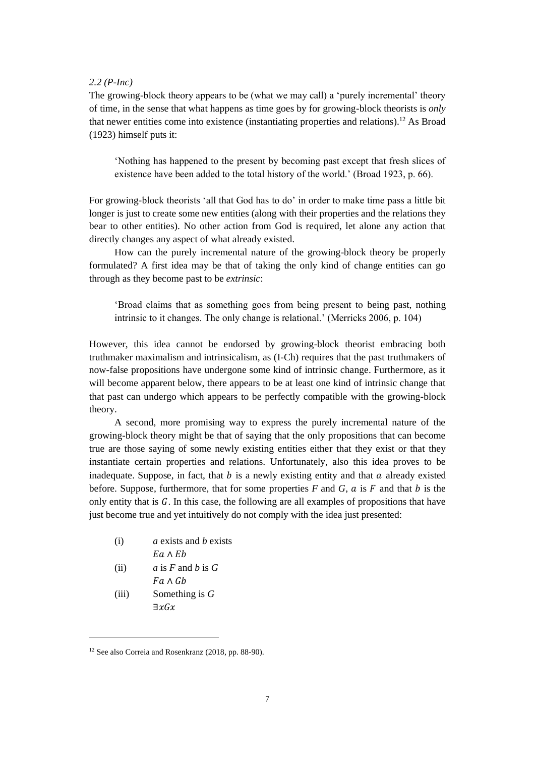*2.2 (P-Inc)*

The growing-block theory appears to be (what we may call) a 'purely incremental' theory of time, in the sense that what happens as time goes by for growing-block theorists is *only* that newer entities come into existence (instantiating properties and relations).[12] As Broad (1923) himself puts it:

> 'Nothing has happened to the present by becoming past except that fresh slices of existence have been added to the total history of the world.' (Broad 1923, p. 66).

For growing-block theorists 'all that God has to do' in order to make time pass a little bit longer is just to create some new entities (along with their properties and the relations they bear to other entities). No other action from God is required, let alone any action that directly changes any aspect of what already existed.

How can the purely incremental nature of the growing-block theory be properly formulated? A first idea may be that of taking the only kind of change entities can go through as they become past to be *extrinsic*:

> 'Broad claims that as something goes from being present to being past, nothing intrinsic to it changes. The only change is relational.' (Merricks 2006, p. 104)

However, this idea cannot be endorsed by growing-block theorist embracing both truthmaker maximalism and intrinsicalism, as (I-Ch) requires that the past truthmakers of now-false propositions have undergone some kind of intrinsic change. Furthermore, as it will become apparent below, there appears to be at least one kind of intrinsic change that that past can undergo which appears to be perfectly compatible with the growing-block theory.

A second, more promising way to express the purely incremental nature of the growing-block theory might be that of saying that the only propositions that can become true are those saying of some newly existing entities either that they exist or that they instantiate certain properties and relations. Unfortunately, also this idea proves to be inadequate. Suppose, in fact, that $b$ is a newly existing entity and that $a$ already existed before. Suppose, furthermore, that for some properties $F$ and $G$, $a$ is $F$ and that $b$ is the only entity that is $G$. In this case, the following are all examples of propositions that have just become true and yet intuitively do not comply with the idea just presented:

(i) *a* exists and *b* exists
$Ea \wedge Eb$

(ii) *a* is *F* and *b* is *G*
$Fa \wedge Gb$

(iii) Something is *G*
$\exists x Gx$

[12] See also Correia and Rosenkranz (2018, pp. 88-90).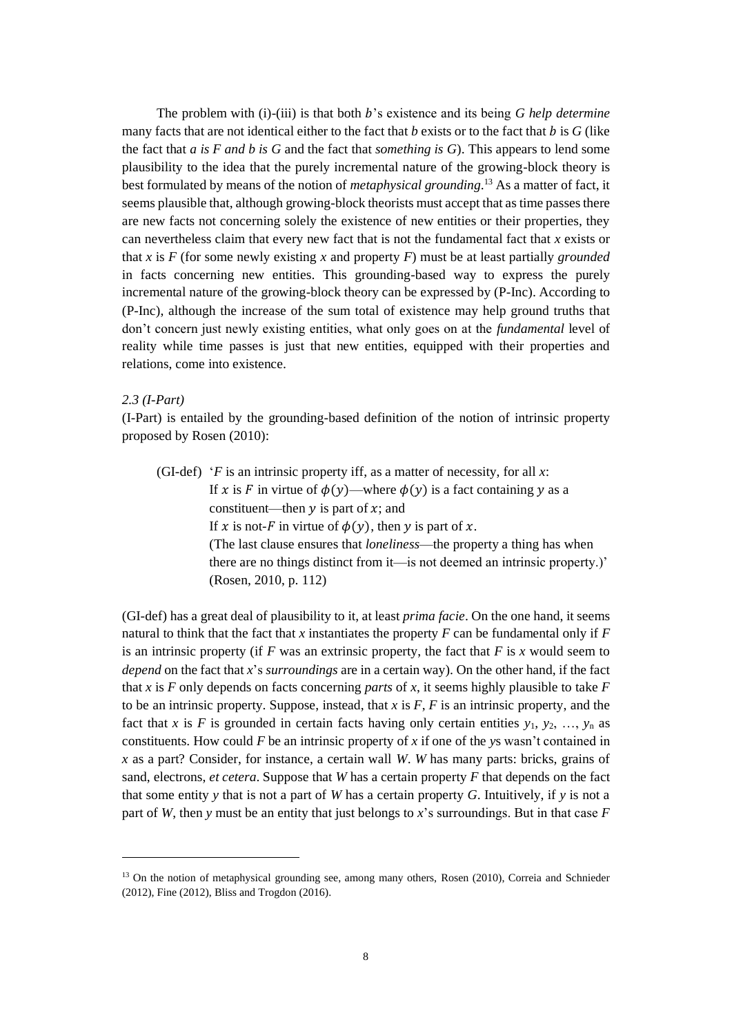The problem with (i)-(iii) is that both *b*'s existence and its being *G help determine* many facts that are not identical either to the fact that *b* exists or to the fact that *b* is *G* (like the fact that *a is F and b is G* and the fact that *something is G*). This appears to lend some plausibility to the idea that the purely incremental nature of the growing-block theory is best formulated by means of the notion of *metaphysical grounding*.[13] As a matter of fact, it seems plausible that, although growing-block theorists must accept that as time passes there are new facts not concerning solely the existence of new entities or their properties, they can nevertheless claim that every new fact that is not the fundamental fact that *x* exists or that *x* is *F* (for some newly existing *x* and property *F*) must be at least partially *grounded* in facts concerning new entities. This grounding-based way to express the purely incremental nature of the growing-block theory can be expressed by (P-Inc). According to (P-Inc), although the increase of the sum total of existence may help ground truths that don't concern just newly existing entities, what only goes on at the *fundamental* level of reality while time passes is just that new entities, equipped with their properties and relations, come into existence.

### *2.3 (I-Part)*

(I-Part) is entailed by the grounding-based definition of the notion of intrinsic property proposed by Rosen (2010):

> (GI-def) '*F* is an intrinsic property iff, as a matter of necessity, for all *x*:
> If $x$ is $F$ in virtue of $\phi(y)$—where $\phi(y)$ is a fact containing $y$ as a constituent—then $y$ is part of $x$; and
> If $x$ is not-$F$ in virtue of $\phi(y)$, then $y$ is part of $x$.
> (The last clause ensures that *loneliness*—the property a thing has when there are no things distinct from it—is not deemed an intrinsic property.)' (Rosen, 2010, p. 112)

(GI-def) has a great deal of plausibility to it, at least *prima facie*. On the one hand, it seems natural to think that the fact that *x* instantiates the property *F* can be fundamental only if *F* is an intrinsic property (if *F* was an extrinsic property, the fact that *F* is *x* would seem to *depend* on the fact that *x*'s *surroundings* are in a certain way). On the other hand, if the fact that *x* is *F* only depends on facts concerning *parts* of *x*, it seems highly plausible to take *F* to be an intrinsic property. Suppose, instead, that *x* is *F*, *F* is an intrinsic property, and the fact that *x* is *F* is grounded in certain facts having only certain entities $y_1$, $y_2$, …, $y_n$ as constituents. How could *F* be an intrinsic property of *x* if one of the *y*s wasn't contained in *x* as a part? Consider, for instance, a certain wall *W*. *W* has many parts: bricks, grains of sand, electrons, *et cetera*. Suppose that *W* has a certain property *F* that depends on the fact that some entity *y* that is not a part of *W* has a certain property *G*. Intuitively, if *y* is not a part of *W*, then *y* must be an entity that just belongs to *x*'s surroundings. But in that case *F*

[13] On the notion of metaphysical grounding see, among many others, Rosen (2010), Correia and Schnieder (2012), Fine (2012), Bliss and Trogdon (2016).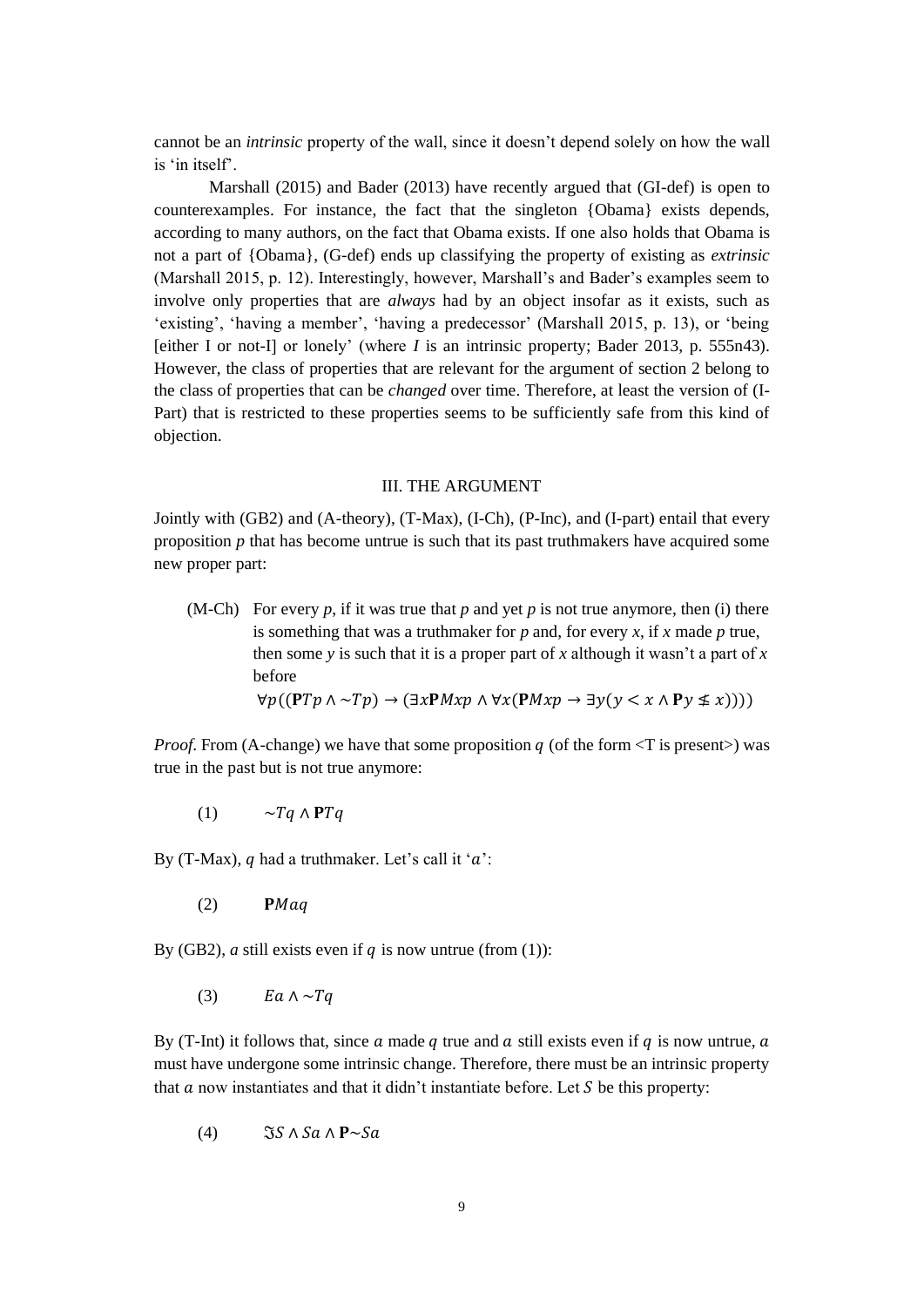cannot be an *intrinsic* property of the wall, since it doesn't depend solely on how the wall is 'in itself'.

Marshall (2015) and Bader (2013) have recently argued that (GI-def) is open to counterexamples. For instance, the fact that the singleton {Obama} exists depends, according to many authors, on the fact that Obama exists. If one also holds that Obama is not a part of {Obama}, (G-def) ends up classifying the property of existing as *extrinsic* (Marshall 2015, p. 12). Interestingly, however, Marshall's and Bader's examples seem to involve only properties that are *always* had by an object insofar as it exists, such as 'existing', 'having a member', 'having a predecessor' (Marshall 2015, p. 13), or 'being [either I or not-I] or lonely' (where *I* is an intrinsic property; Bader 2013, p. 555n43). However, the class of properties that are relevant for the argument of section 2 belong to the class of properties that can be *changed* over time. Therefore, at least the version of (I-Part) that is restricted to these properties seems to be sufficiently safe from this kind of objection.

## III. THE ARGUMENT

Jointly with (GB2) and (A-theory), (T-Max), (I-Ch), (P-Inc), and (I-part) entail that every proposition *p* that has become untrue is such that its past truthmakers have acquired some new proper part:

(M-Ch) For every *p*, if it was true that *p* and yet *p* is not true anymore, then (i) there is something that was a truthmaker for *p* and, for every *x*, if *x* made *p* true, then some *y* is such that it is a proper part of *x* although it wasn't a part of *x* before

$$\forall p((\mathbf{P}Tp \land \sim Tp) \rightarrow (\exists x \mathbf{P}Mxp \land \forall x(\mathbf{P}Mxp \rightarrow \exists y(y < x \land \mathbf{P}y \nleq x))))$$

*Proof*. From (A-change) we have that some proposition $q$ (of the form <T is present>) was true in the past but is not true anymore:

(1) $\sim Tq \land \mathbf{P}Tq$

By (T-Max), $q$ had a truthmaker. Let's call it '$a$':

(2) $\mathbf{P}Maq$

By (GB2), $a$ still exists even if $q$ is now untrue (from (1)):

(3) $Ea \land \sim Tq$

By (T-Int) it follows that, since $a$ made $q$ true and $a$ still exists even if $q$ is now untrue, $a$ must have undergone some intrinsic change. Therefore, there must be an intrinsic property that $a$ now instantiates and that it didn't instantiate before. Let $S$ be this property:

(4) $\mathfrak{I}S \land Sa \land \mathbf{P}{\sim}Sa$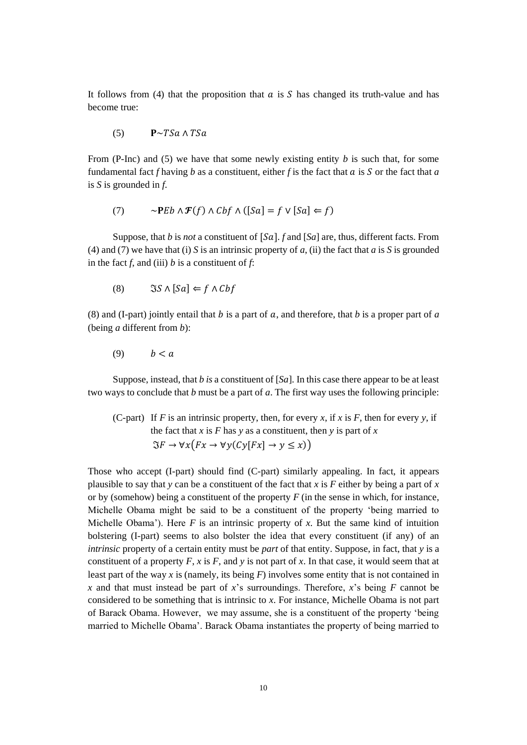It follows from (4) that the proposition that $a$ is $S$ has changed its truth-value and has become true:

(5) $\mathbf{P}{\sim}TSa \wedge TSa$

From (P-Inc) and (5) we have that some newly existing entity *b* is such that, for some fundamental fact *f* having *b* as a constituent, either *f* is the fact that $a$ is $S$ or the fact that *a* is *S* is grounded in *f*.

(7) ${\sim}\mathbf{P}Eb \wedge \boldsymbol{\mathcal{F}}(f) \wedge Cbf \wedge ([Sa] = f \vee [Sa] \Leftarrow f)$

Suppose, that *b* is *not* a constituent of $[Sa]$. *f* and [*Sa*] are, thus, different facts. From (4) and (7) we have that (i) *S* is an intrinsic property of *a*, (ii) the fact that *a* is *S* is grounded in the fact *f*, and (iii) *b* is a constituent of *f*:

(8) $\Im S \wedge [Sa] \Leftarrow f \wedge Cbf$

(8) and (I-part) jointly entail that *b* is a part of $a$, and therefore, that *b* is a proper part of *a* (being *a* different from *b*):

(9) $b < a$

Suppose, instead, that *b is* a constituent of [*Sa*]. In this case there appear to be at least two ways to conclude that *b* must be a part of *a*. The first way uses the following principle:

(C-part) If *F* is an intrinsic property, then, for every *x*, if *x* is *F*, then for every *y*, if the fact that *x* is *F* has *y* as a constituent, then *y* is part of *x*
$\Im F \rightarrow \forall x\big(Fx \rightarrow \forall y(Cy[Fx] \rightarrow y \leq x)\big)$

Those who accept (I-part) should find (C-part) similarly appealing. In fact, it appears plausible to say that *y* can be a constituent of the fact that *x* is *F* either by being a part of *x* or by (somehow) being a constituent of the property *F* (in the sense in which, for instance, Michelle Obama might be said to be a constituent of the property 'being married to Michelle Obama'). Here *F* is an intrinsic property of *x*. But the same kind of intuition bolstering (I-part) seems to also bolster the idea that every constituent (if any) of an *intrinsic* property of a certain entity must be *part* of that entity. Suppose, in fact, that *y* is a constituent of a property *F*, *x* is *F*, and *y* is not part of *x*. In that case, it would seem that at least part of the way *x* is (namely, its being *F*) involves some entity that is not contained in *x* and that must instead be part of *x*'s surroundings. Therefore, *x*'s being *F* cannot be considered to be something that is intrinsic to *x*. For instance, Michelle Obama is not part of Barack Obama. However, we may assume, she is a constituent of the property 'being married to Michelle Obama'. Barack Obama instantiates the property of being married to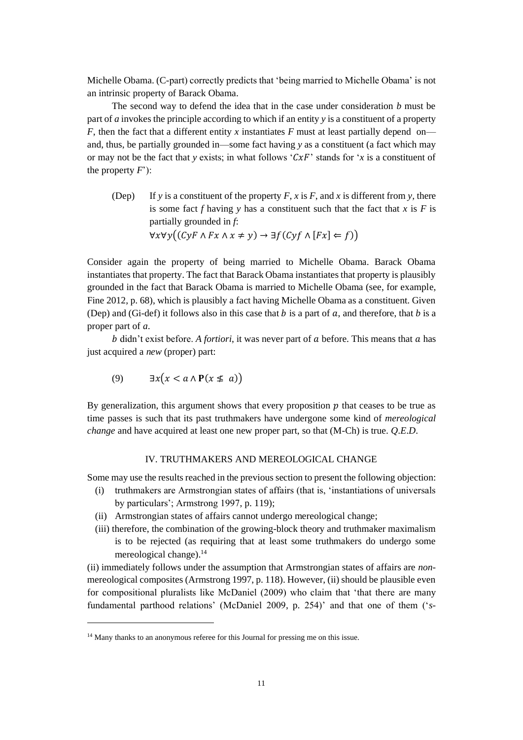Michelle Obama. (C-part) correctly predicts that 'being married to Michelle Obama' is not an intrinsic property of Barack Obama.

The second way to defend the idea that in the case under consideration *b* must be part of *a* invokes the principle according to which if an entity *y* is a constituent of a property *F*, then the fact that a different entity *x* instantiates *F* must at least partially depend on—and, thus, be partially grounded in—some fact having *y* as a constituent (a fact which may or may not be the fact that *y* exists; in what follows '$CxF$' stands for '*x* is a constituent of the property *F*'):

(Dep) If *y* is a constituent of the property *F*, *x* is *F*, and *x* is different from *y*, there is some fact *f* having *y* has a constituent such that the fact that *x* is *F* is partially grounded in *f*:
$$\forall x \forall y \big( (CyF \land Fx \land x \neq y) \rightarrow \exists f \, (Cyf \land [Fx] \Leftarrow f) \big)$$

Consider again the property of being married to Michelle Obama. Barack Obama instantiates that property. The fact that Barack Obama instantiates that property is plausibly grounded in the fact that Barack Obama is married to Michelle Obama (see, for example, Fine 2012, p. 68), which is plausibly a fact having Michelle Obama as a constituent. Given (Dep) and (Gi-def) it follows also in this case that $b$ is a part of $a$, and therefore, that $b$ is a proper part of *a*.

$b$ didn't exist before. *A fortiori*, it was never part of $a$ before. This means that $a$ has just acquired a *new* (proper) part:

(9) $$\exists x \big( x < a \land \mathbf{P}(x \not\leq a) \big)$$

By generalization, this argument shows that every proposition $p$ that ceases to be true as time passes is such that its past truthmakers have undergone some kind of *mereological change* and have acquired at least one new proper part, so that (M-Ch) is true. *Q.E.D*.

## IV. TRUTHMAKERS AND MEREOLOGICAL CHANGE

Some may use the results reached in the previous section to present the following objection:

(i) truthmakers are Armstrongian states of affairs (that is, 'instantiations of universals by particulars'; Armstrong 1997, p. 119);

(ii) Armstrongian states of affairs cannot undergo mereological change;

(iii) therefore, the combination of the growing-block theory and truthmaker maximalism is to be rejected (as requiring that at least some truthmakers do undergo some mereological change).[14]

(ii) immediately follows under the assumption that Armstrongian states of affairs are *non*-mereological composites (Armstrong 1997, p. 118). However, (ii) should be plausible even for compositional pluralists like McDaniel (2009) who claim that 'that there are many fundamental parthood relations' (McDaniel 2009, p. 254)' and that one of them ('*s*-

[14] Many thanks to an anonymous referee for this Journal for pressing me on this issue.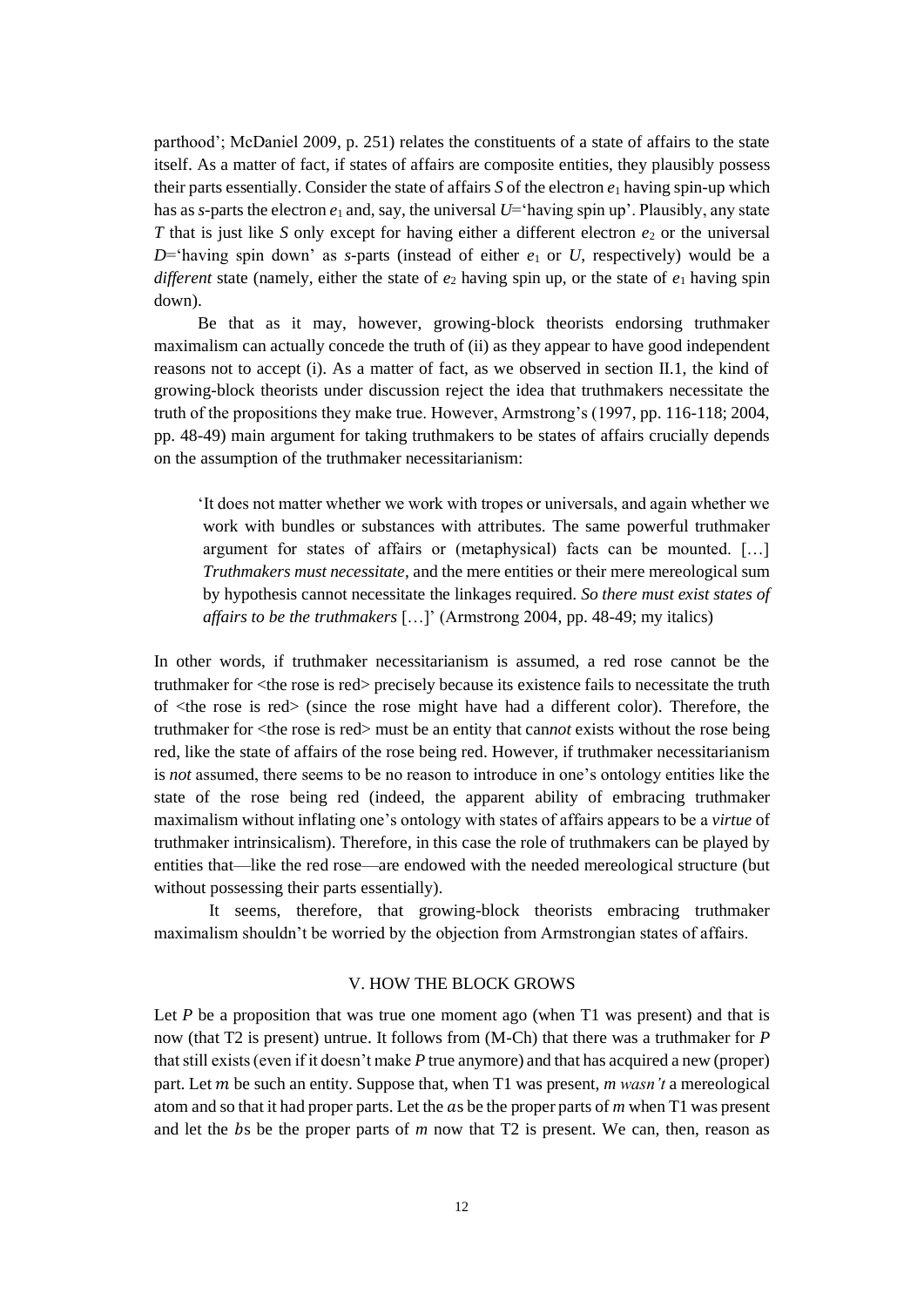parthood'; McDaniel 2009, p. 251) relates the constituents of a state of affairs to the state itself. As a matter of fact, if states of affairs are composite entities, they plausibly possess their parts essentially. Consider the state of affairs *S* of the electron $e_1$ having spin-up which has as *s*-parts the electron $e_1$ and, say, the universal *U*='having spin up'. Plausibly, any state *T* that is just like *S* only except for having either a different electron $e_2$ or the universal *D*='having spin down' as *s*-parts (instead of either $e_1$ or *U*, respectively) would be a *different* state (namely, either the state of $e_2$ having spin up, or the state of $e_1$ having spin down).

Be that as it may, however, growing-block theorists endorsing truthmaker maximalism can actually concede the truth of (ii) as they appear to have good independent reasons not to accept (i). As a matter of fact, as we observed in section II.1, the kind of growing-block theorists under discussion reject the idea that truthmakers necessitate the truth of the propositions they make true. However, Armstrong's (1997, pp. 116-118; 2004, pp. 48-49) main argument for taking truthmakers to be states of affairs crucially depends on the assumption of the truthmaker necessitarianism:

> 'It does not matter whether we work with tropes or universals, and again whether we work with bundles or substances with attributes. The same powerful truthmaker argument for states of affairs or (metaphysical) facts can be mounted. […] *Truthmakers must necessitate*, and the mere entities or their mere mereological sum by hypothesis cannot necessitate the linkages required. *So there must exist states of affairs to be the truthmakers* […]' (Armstrong 2004, pp. 48-49; my italics)

In other words, if truthmaker necessitarianism is assumed, a red rose cannot be the truthmaker for <the rose is red> precisely because its existence fails to necessitate the truth of <the rose is red> (since the rose might have had a different color). Therefore, the truthmaker for <the rose is red> must be an entity that can*not* exists without the rose being red, like the state of affairs of the rose being red. However, if truthmaker necessitarianism is *not* assumed, there seems to be no reason to introduce in one's ontology entities like the state of the rose being red (indeed, the apparent ability of embracing truthmaker maximalism without inflating one's ontology with states of affairs appears to be a *virtue* of truthmaker intrinsicalism). Therefore, in this case the role of truthmakers can be played by entities that—like the red rose—are endowed with the needed mereological structure (but without possessing their parts essentially).

It seems, therefore, that growing-block theorists embracing truthmaker maximalism shouldn't be worried by the objection from Armstrongian states of affairs.

## V. HOW THE BLOCK GROWS

Let *P* be a proposition that was true one moment ago (when T1 was present) and that is now (that T2 is present) untrue. It follows from (M-Ch) that there was a truthmaker for *P* that still exists (even if it doesn't make *P* true anymore) and that has acquired a new (proper) part. Let $m$ be such an entity. Suppose that, when T1 was present, *m wasn't* a mereological atom and so that it had proper parts. Let the $a$s be the proper parts of *m* when T1 was present and let the $b$s be the proper parts of *m* now that T2 is present. We can, then, reason as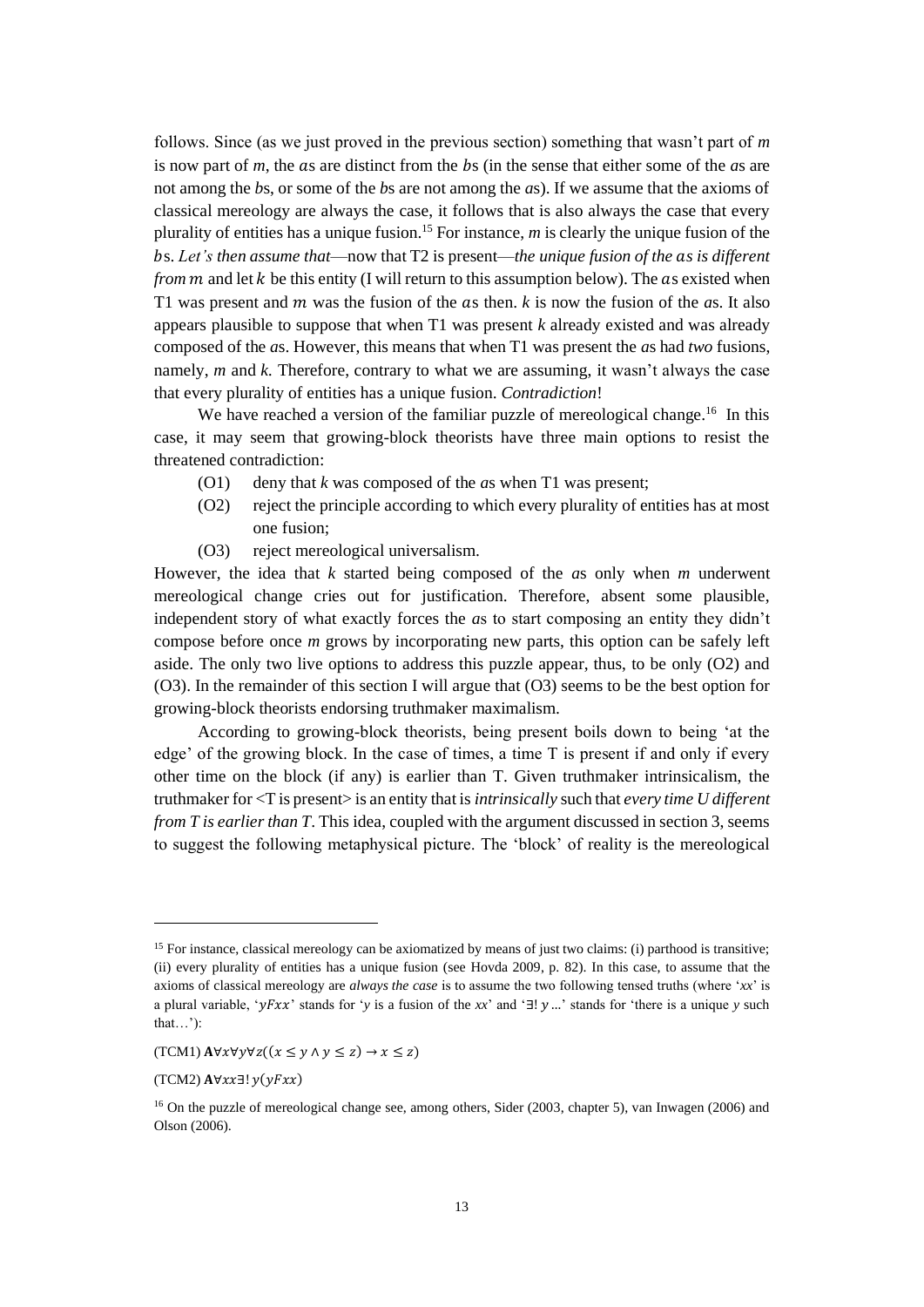follows. Since (as we just proved in the previous section) something that wasn't part of *m* is now part of *m*, the *a*s are distinct from the *b*s (in the sense that either some of the *a*s are not among the *b*s, or some of the *b*s are not among the *a*s). If we assume that the axioms of classical mereology are always the case, it follows that is also always the case that every plurality of entities has a unique fusion.[15] For instance, *m* is clearly the unique fusion of the *b*s. *Let's then assume that*—now that T2 is present—*the unique fusion of the as is different from m* and let *k* be this entity (I will return to this assumption below). The *a*s existed when T1 was present and *m* was the fusion of the *a*s then. *k* is now the fusion of the *a*s. It also appears plausible to suppose that when T1 was present *k* already existed and was already composed of the *a*s. However, this means that when T1 was present the *a*s had *two* fusions, namely, *m* and *k*. Therefore, contrary to what we are assuming, it wasn't always the case that every plurality of entities has a unique fusion. *Contradiction*!

We have reached a version of the familiar puzzle of mereological change.[16] In this case, it may seem that growing-block theorists have three main options to resist the threatened contradiction:

(O1) deny that *k* was composed of the *a*s when T1 was present;

(O2) reject the principle according to which every plurality of entities has at most one fusion;

(O3) reject mereological universalism.

However, the idea that *k* started being composed of the *a*s only when *m* underwent mereological change cries out for justification. Therefore, absent some plausible, independent story of what exactly forces the *a*s to start composing an entity they didn't compose before once *m* grows by incorporating new parts, this option can be safely left aside. The only two live options to address this puzzle appear, thus, to be only (O2) and (O3). In the remainder of this section I will argue that (O3) seems to be the best option for growing-block theorists endorsing truthmaker maximalism.

According to growing-block theorists, being present boils down to being 'at the edge' of the growing block. In the case of times, a time T is present if and only if every other time on the block (if any) is earlier than T. Given truthmaker intrinsicalism, the truthmaker for <T is present> is an entity that is *intrinsically* such that *every time U different from T is earlier than T*. This idea, coupled with the argument discussed in section 3, seems to suggest the following metaphysical picture. The 'block' of reality is the mereological

---

[15] For instance, classical mereology can be axiomatized by means of just two claims: (i) parthood is transitive; (ii) every plurality of entities has a unique fusion (see Hovda 2009, p. 82). In this case, to assume that the axioms of classical mereology are *always the case* is to assume the two following tensed truths (where '*xx*' is a plural variable, '$yFxx$' stands for '*y* is a fusion of the *xx*' and '$\exists!\, y$ ...' stands for 'there is a unique *y* such that…'):

(TCM1) $\mathbf{A}\forall x \forall y \forall z((x \leq y \land y \leq z) \rightarrow x \leq z)$

(TCM2) $\mathbf{A}\forall xx \exists!\, y(yFxx)$

[16] On the puzzle of mereological change see, among others, Sider (2003, chapter 5), van Inwagen (2006) and Olson (2006).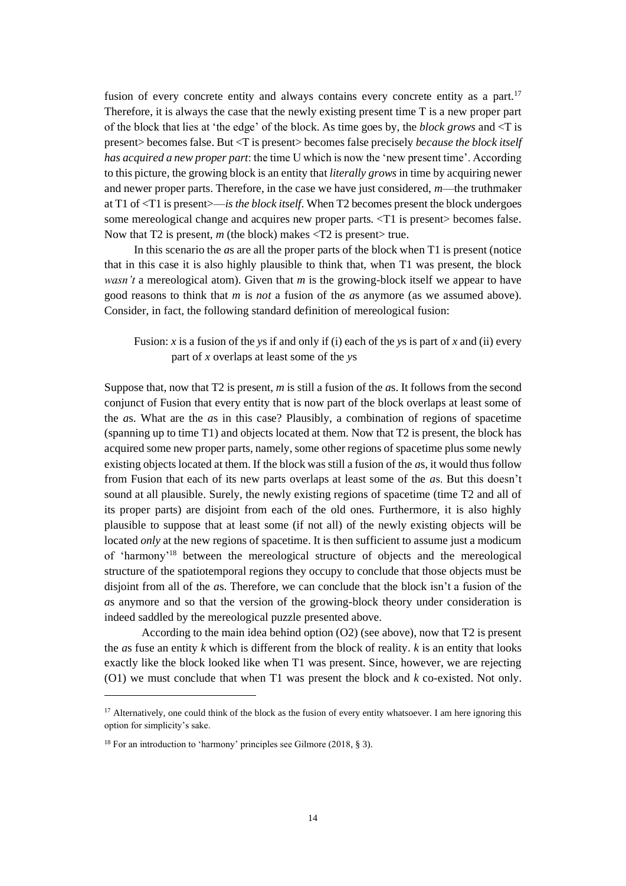fusion of every concrete entity and always contains every concrete entity as a part.[17] Therefore, it is always the case that the newly existing present time T is a new proper part of the block that lies at 'the edge' of the block. As time goes by, the *block grows* and <T is present> becomes false. But <T is present> becomes false precisely *because the block itself has acquired a new proper part*: the time U which is now the 'new present time'. According to this picture, the growing block is an entity that *literally grows* in time by acquiring newer and newer proper parts. Therefore, in the case we have just considered, *m*—the truthmaker at T1 of <T1 is present>—*is the block itself*. When T2 becomes present the block undergoes some mereological change and acquires new proper parts. <T1 is present> becomes false. Now that T2 is present, *m* (the block) makes <T2 is present> true.

In this scenario the *a*s are all the proper parts of the block when T1 is present (notice that in this case it is also highly plausible to think that, when T1 was present, the block *wasn't* a mereological atom). Given that *m* is the growing-block itself we appear to have good reasons to think that *m* is *not* a fusion of the *a*s anymore (as we assumed above). Consider, in fact, the following standard definition of mereological fusion:

> Fusion: *x* is a fusion of the *y*s if and only if (i) each of the *y*s is part of *x* and (ii) every part of *x* overlaps at least some of the *y*s

Suppose that, now that T2 is present, *m* is still a fusion of the *a*s. It follows from the second conjunct of Fusion that every entity that is now part of the block overlaps at least some of the *a*s. What are the *a*s in this case? Plausibly, a combination of regions of spacetime (spanning up to time T1) and objects located at them. Now that T2 is present, the block has acquired some new proper parts, namely, some other regions of spacetime plus some newly existing objects located at them. If the block was still a fusion of the *a*s, it would thus follow from Fusion that each of its new parts overlaps at least some of the *a*s. But this doesn't sound at all plausible. Surely, the newly existing regions of spacetime (time T2 and all of its proper parts) are disjoint from each of the old ones. Furthermore, it is also highly plausible to suppose that at least some (if not all) of the newly existing objects will be located *only* at the new regions of spacetime. It is then sufficient to assume just a modicum of 'harmony'[18] between the mereological structure of objects and the mereological structure of the spatiotemporal regions they occupy to conclude that those objects must be disjoint from all of the *a*s. Therefore, we can conclude that the block isn't a fusion of the *a*s anymore and so that the version of the growing-block theory under consideration is indeed saddled by the mereological puzzle presented above.

According to the main idea behind option (O2) (see above), now that T2 is present the *a*s fuse an entity *k* which is different from the block of reality. *k* is an entity that looks exactly like the block looked like when T1 was present. Since, however, we are rejecting (O1) we must conclude that when T1 was present the block and *k* co-existed. Not only.

---

[17] Alternatively, one could think of the block as the fusion of every entity whatsoever. I am here ignoring this option for simplicity's sake.

[18] For an introduction to 'harmony' principles see Gilmore (2018, § 3).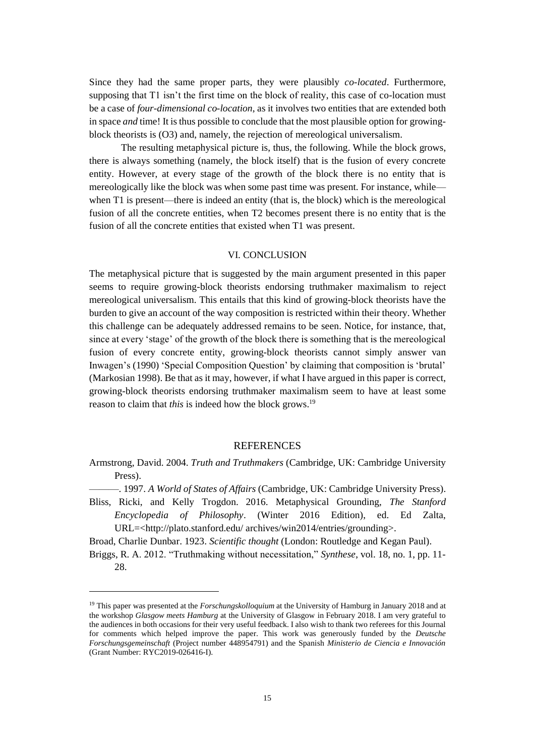Since they had the same proper parts, they were plausibly *co-located*. Furthermore, supposing that T1 isn't the first time on the block of reality, this case of co-location must be a case of *four-dimensional co-location*, as it involves two entities that are extended both in space *and* time! It is thus possible to conclude that the most plausible option for growing-block theorists is (O3) and, namely, the rejection of mereological universalism.

The resulting metaphysical picture is, thus, the following. While the block grows, there is always something (namely, the block itself) that is the fusion of every concrete entity. However, at every stage of the growth of the block there is no entity that is mereologically like the block was when some past time was present. For instance, while—when T1 is present—there is indeed an entity (that is, the block) which is the mereological fusion of all the concrete entities, when T2 becomes present there is no entity that is the fusion of all the concrete entities that existed when T1 was present.

## VI. CONCLUSION

The metaphysical picture that is suggested by the main argument presented in this paper seems to require growing-block theorists endorsing truthmaker maximalism to reject mereological universalism. This entails that this kind of growing-block theorists have the burden to give an account of the way composition is restricted within their theory. Whether this challenge can be adequately addressed remains to be seen. Notice, for instance, that, since at every 'stage' of the growth of the block there is something that is the mereological fusion of every concrete entity, growing-block theorists cannot simply answer van Inwagen's (1990) 'Special Composition Question' by claiming that composition is 'brutal' (Markosian 1998). Be that as it may, however, if what I have argued in this paper is correct, growing-block theorists endorsing truthmaker maximalism seem to have at least some reason to claim that *this* is indeed how the block grows.[19]

## REFERENCES

Armstrong, David. 2004. *Truth and Truthmakers* (Cambridge, UK: Cambridge University Press).

———. 1997. *A World of States of Affairs* (Cambridge, UK: Cambridge University Press).

Bliss, Ricki, and Kelly Trogdon. 2016. Metaphysical Grounding, *The Stanford Encyclopedia of Philosophy*. (Winter 2016 Edition), ed. Ed Zalta, URL=<http://plato.stanford.edu/ archives/win2014/entries/grounding>.

Broad, Charlie Dunbar. 1923. *Scientific thought* (London: Routledge and Kegan Paul).

Briggs, R. A. 2012. "Truthmaking without necessitation," *Synthese*, vol. 18, no. 1, pp. 11-28.

---

[19] This paper was presented at the *Forschungskolloquium* at the University of Hamburg in January 2018 and at the workshop *Glasgow meets Hamburg* at the University of Glasgow in February 2018. I am very grateful to the audiences in both occasions for their very useful feedback. I also wish to thank two referees for this Journal for comments which helped improve the paper. This work was generously funded by the *Deutsche Forschungsgemeinschaft* (Project number 448954791) and the Spanish *Ministerio de Ciencia e Innovación* (Grant Number: RYC2019-026416-I).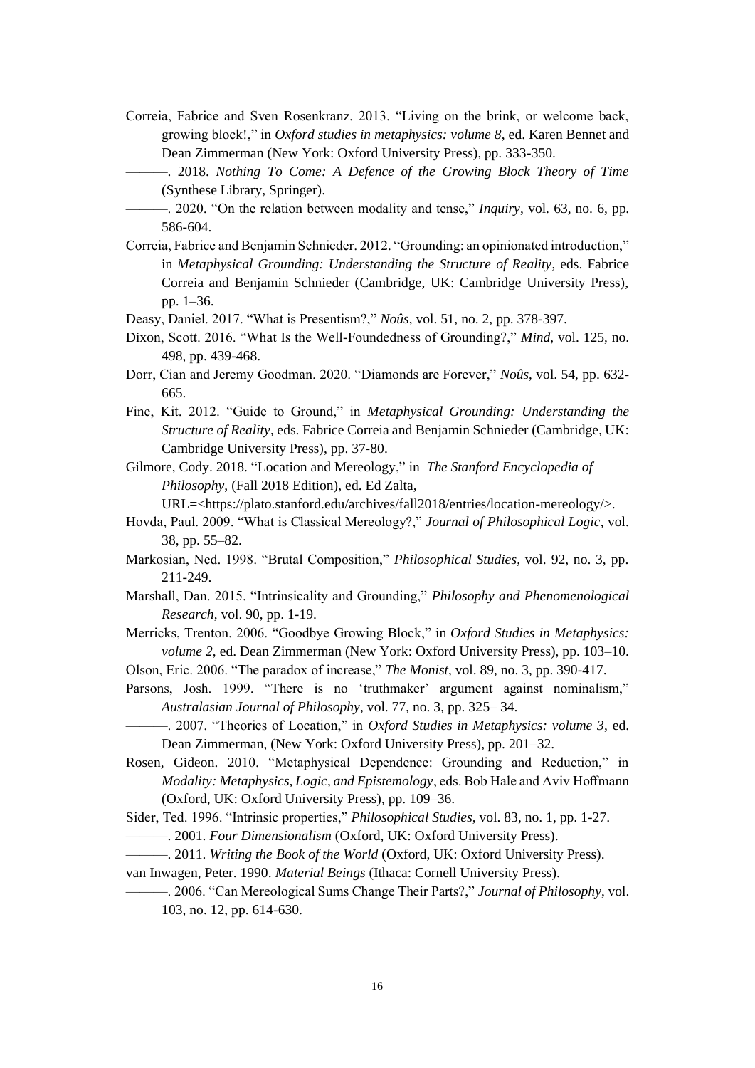Correia, Fabrice and Sven Rosenkranz. 2013. "Living on the brink, or welcome back, growing block!," in *Oxford studies in metaphysics: volume 8*, ed. Karen Bennet and Dean Zimmerman (New York: Oxford University Press), pp. 333-350.

———. 2018. *Nothing To Come: A Defence of the Growing Block Theory of Time* (Synthese Library, Springer).

———. 2020. "On the relation between modality and tense," *Inquiry*, vol. 63, no. 6, pp. 586-604.

Correia, Fabrice and Benjamin Schnieder. 2012. "Grounding: an opinionated introduction," in *Metaphysical Grounding: Understanding the Structure of Reality*, eds. Fabrice Correia and Benjamin Schnieder (Cambridge, UK: Cambridge University Press), pp. 1–36.

Deasy, Daniel. 2017. "What is Presentism?," *Noûs*, vol. 51, no. 2, pp. 378-397.

Dixon, Scott. 2016. "What Is the Well-Foundedness of Grounding?," *Mind*, vol. 125, no. 498, pp. 439-468.

Dorr, Cian and Jeremy Goodman. 2020. "Diamonds are Forever," *Noûs*, vol. 54, pp. 632-665.

Fine, Kit. 2012. "Guide to Ground," in *Metaphysical Grounding: Understanding the Structure of Reality*, eds. Fabrice Correia and Benjamin Schnieder (Cambridge, UK: Cambridge University Press), pp. 37-80.

Gilmore, Cody. 2018. "Location and Mereology," in *The Stanford Encyclopedia of Philosophy*, (Fall 2018 Edition), ed. Ed Zalta, URL=<https://plato.stanford.edu/archives/fall2018/entries/location-mereology/>.

Hovda, Paul. 2009. "What is Classical Mereology?," *Journal of Philosophical Logic*, vol. 38, pp. 55–82.

Markosian, Ned. 1998. "Brutal Composition," *Philosophical Studies*, vol. 92, no. 3, pp. 211-249.

Marshall, Dan. 2015. "Intrinsicality and Grounding," *Philosophy and Phenomenological Research*, vol. 90, pp. 1-19.

Merricks, Trenton. 2006. "Goodbye Growing Block," in *Oxford Studies in Metaphysics: volume 2*, ed. Dean Zimmerman (New York: Oxford University Press), pp. 103–10.

Olson, Eric. 2006. "The paradox of increase," *The Monist*, vol. 89, no. 3, pp. 390-417.

Parsons, Josh. 1999. "There is no 'truthmaker' argument against nominalism," *Australasian Journal of Philosophy*, vol. 77, no. 3, pp. 325– 34.

———. 2007. "Theories of Location," in *Oxford Studies in Metaphysics: volume 3*, ed. Dean Zimmerman, (New York: Oxford University Press), pp. 201–32.

Rosen, Gideon. 2010. "Metaphysical Dependence: Grounding and Reduction," in *Modality: Metaphysics, Logic, and Epistemology*, eds. Bob Hale and Aviv Hoffmann (Oxford, UK: Oxford University Press), pp. 109–36.

Sider, Ted. 1996. "Intrinsic properties," *Philosophical Studies*, vol. 83, no. 1, pp. 1-27.

———. 2001. *Four Dimensionalism* (Oxford, UK: Oxford University Press).

———. 2011. *Writing the Book of the World* (Oxford, UK: Oxford University Press).

van Inwagen, Peter. 1990. *Material Beings* (Ithaca: Cornell University Press).

———. 2006. "Can Mereological Sums Change Their Parts?," *Journal of Philosophy*, vol. 103, no. 12, pp. 614-630.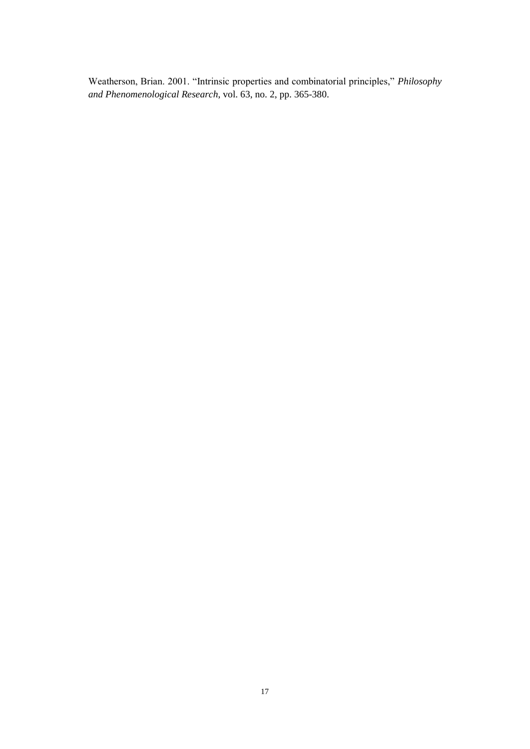Weatherson, Brian. 2001. "Intrinsic properties and combinatorial principles," *Philosophy and Phenomenological Research*, vol. 63, no. 2, pp. 365-380.